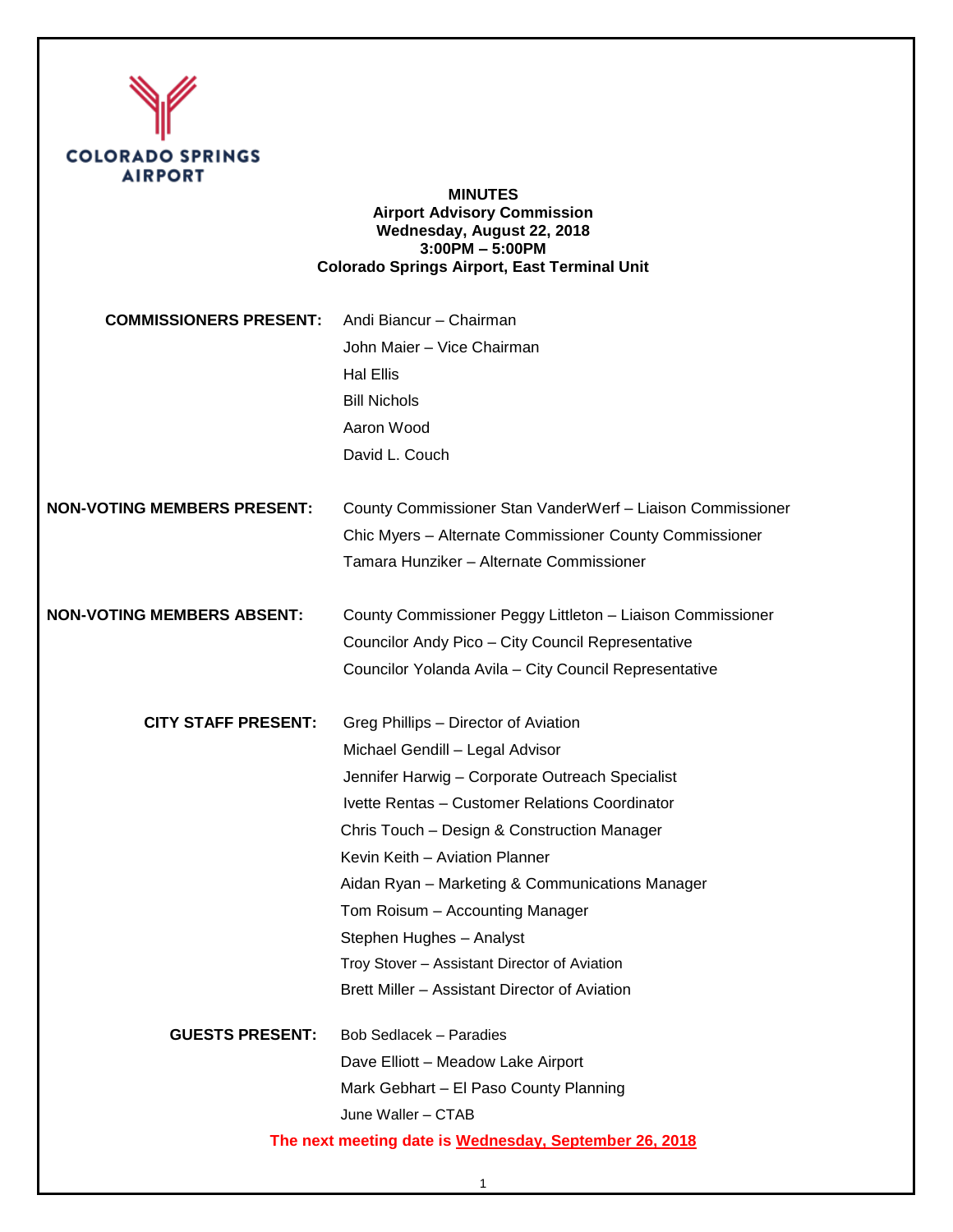# MINUTES
## Airport Advisory Commission
**Wednesday, August 22, 2018**
**3:00PM – 5:00PM**
**Colorado Springs Airport, East Terminal Unit**

**COMMISSIONERS PRESENT:**
- Andi Biancur – Chairman
- John Maier – Vice Chairman
- Hal Ellis
- Bill Nichols
- Aaron Wood
- David L. Couch

**NON-VOTING MEMBERS PRESENT:**
- County Commissioner Stan VanderWerf – Liaison Commissioner
- Chic Myers – Alternate Commissioner County Commissioner
- Tamara Hunziker – Alternate Commissioner

**NON-VOTING MEMBERS ABSENT:**
- County Commissioner Peggy Littleton – Liaison Commissioner
- Councilor Andy Pico – City Council Representative
- Councilor Yolanda Avila – City Council Representative

**CITY STAFF PRESENT:**
- Greg Phillips – Director of Aviation
- Michael Gendill – Legal Advisor
- Jennifer Harwig – Corporate Outreach Specialist
- Ivette Rentas – Customer Relations Coordinator
- Chris Touch – Design & Construction Manager
- Kevin Keith – Aviation Planner
- Aidan Ryan – Marketing & Communications Manager
- Tom Roisum – Accounting Manager
- Stephen Hughes – Analyst
- Troy Stover – Assistant Director of Aviation
- Brett Miller – Assistant Director of Aviation

**GUESTS PRESENT:**
- Bob Sedlacek – Paradies
- Dave Elliott – Meadow Lake Airport
- Mark Gebhart – El Paso County Planning
- June Waller – CTAB

**The next meeting date is Wednesday, September 26, 2018**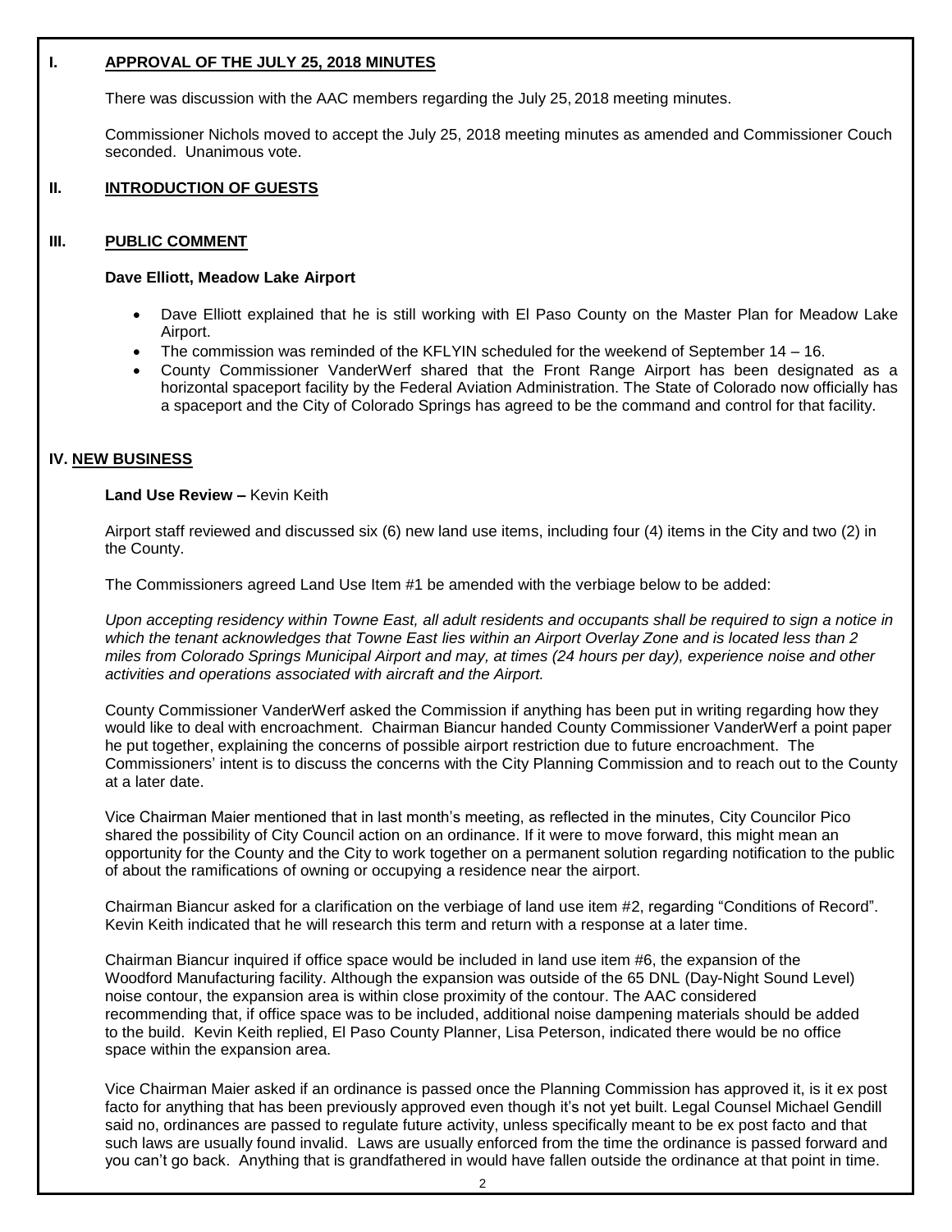## I. APPROVAL OF THE JULY 25, 2018 MINUTES

There was discussion with the AAC members regarding the July 25, 2018 meeting minutes.

Commissioner Nichols moved to accept the July 25, 2018 meeting minutes as amended and Commissioner Couch seconded. Unanimous vote.

## II. INTRODUCTION OF GUESTS

## III. PUBLIC COMMENT

**Dave Elliott, Meadow Lake Airport**

- Dave Elliott explained that he is still working with El Paso County on the Master Plan for Meadow Lake Airport.
- The commission was reminded of the KFLYIN scheduled for the weekend of September 14 – 16.
- County Commissioner VanderWerf shared that the Front Range Airport has been designated as a horizontal spaceport facility by the Federal Aviation Administration. The State of Colorado now officially has a spaceport and the City of Colorado Springs has agreed to be the command and control for that facility.

## IV. NEW BUSINESS

**Land Use Review –** Kevin Keith

Airport staff reviewed and discussed six (6) new land use items, including four (4) items in the City and two (2) in the County.

The Commissioners agreed Land Use Item #1 be amended with the verbiage below to be added:

*Upon accepting residency within Towne East, all adult residents and occupants shall be required to sign a notice in which the tenant acknowledges that Towne East lies within an Airport Overlay Zone and is located less than 2 miles from Colorado Springs Municipal Airport and may, at times (24 hours per day), experience noise and other activities and operations associated with aircraft and the Airport.*

County Commissioner VanderWerf asked the Commission if anything has been put in writing regarding how they would like to deal with encroachment. Chairman Biancur handed County Commissioner VanderWerf a point paper he put together, explaining the concerns of possible airport restriction due to future encroachment. The Commissioners' intent is to discuss the concerns with the City Planning Commission and to reach out to the County at a later date.

Vice Chairman Maier mentioned that in last month's meeting, as reflected in the minutes, City Councilor Pico shared the possibility of City Council action on an ordinance. If it were to move forward, this might mean an opportunity for the County and the City to work together on a permanent solution regarding notification to the public of about the ramifications of owning or occupying a residence near the airport.

Chairman Biancur asked for a clarification on the verbiage of land use item #2, regarding "Conditions of Record". Kevin Keith indicated that he will research this term and return with a response at a later time.

Chairman Biancur inquired if office space would be included in land use item #6, the expansion of the Woodford Manufacturing facility. Although the expansion was outside of the 65 DNL (Day-Night Sound Level) noise contour, the expansion area is within close proximity of the contour. The AAC considered recommending that, if office space was to be included, additional noise dampening materials should be added to the build. Kevin Keith replied, El Paso County Planner, Lisa Peterson, indicated there would be no office space within the expansion area.

Vice Chairman Maier asked if an ordinance is passed once the Planning Commission has approved it, is it ex post facto for anything that has been previously approved even though it's not yet built. Legal Counsel Michael Gendill said no, ordinances are passed to regulate future activity, unless specifically meant to be ex post facto and that such laws are usually found invalid. Laws are usually enforced from the time the ordinance is passed forward and you can't go back. Anything that is grandfathered in would have fallen outside the ordinance at that point in time.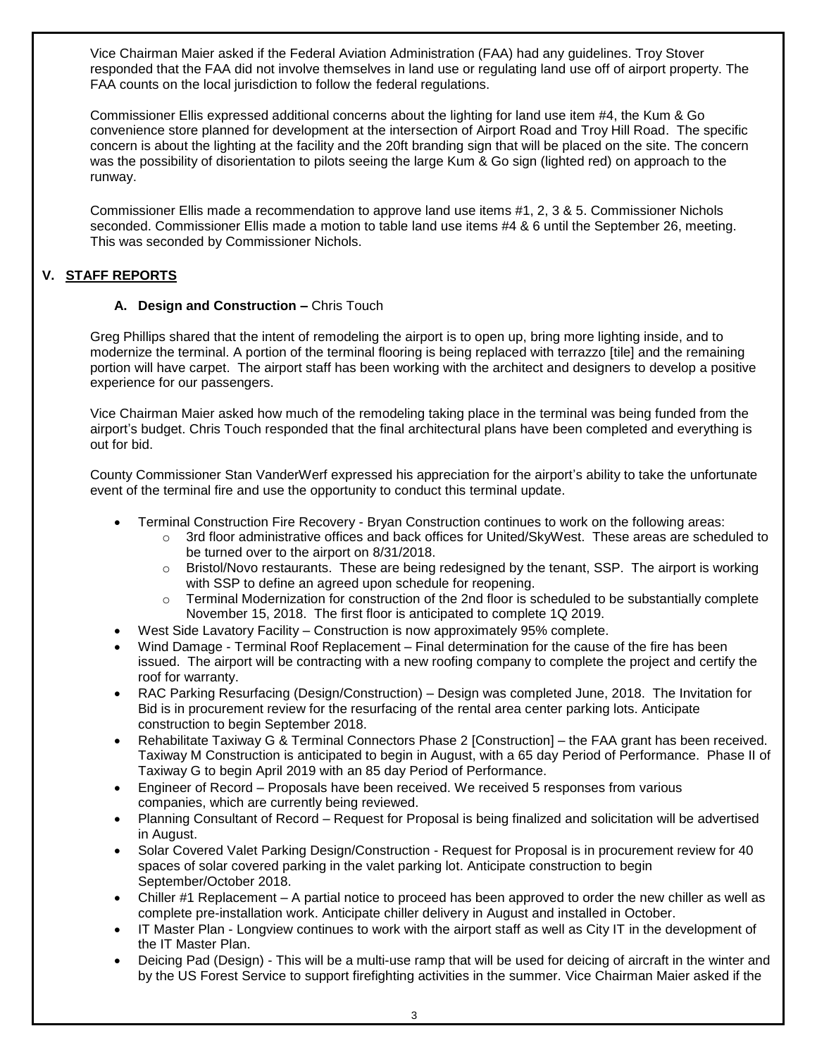Vice Chairman Maier asked if the Federal Aviation Administration (FAA) had any guidelines. Troy Stover responded that the FAA did not involve themselves in land use or regulating land use off of airport property. The FAA counts on the local jurisdiction to follow the federal regulations.

Commissioner Ellis expressed additional concerns about the lighting for land use item #4, the Kum & Go convenience store planned for development at the intersection of Airport Road and Troy Hill Road. The specific concern is about the lighting at the facility and the 20ft branding sign that will be placed on the site. The concern was the possibility of disorientation to pilots seeing the large Kum & Go sign (lighted red) on approach to the runway.

Commissioner Ellis made a recommendation to approve land use items #1, 2, 3 & 5. Commissioner Nichols seconded. Commissioner Ellis made a motion to table land use items #4 & 6 until the September 26, meeting. This was seconded by Commissioner Nichols.

## V. STAFF REPORTS

### A. Design and Construction – Chris Touch

Greg Phillips shared that the intent of remodeling the airport is to open up, bring more lighting inside, and to modernize the terminal. A portion of the terminal flooring is being replaced with terrazzo [tile] and the remaining portion will have carpet. The airport staff has been working with the architect and designers to develop a positive experience for our passengers.

Vice Chairman Maier asked how much of the remodeling taking place in the terminal was being funded from the airport's budget. Chris Touch responded that the final architectural plans have been completed and everything is out for bid.

County Commissioner Stan VanderWerf expressed his appreciation for the airport's ability to take the unfortunate event of the terminal fire and use the opportunity to conduct this terminal update.

- Terminal Construction Fire Recovery - Bryan Construction continues to work on the following areas:
  - 3rd floor administrative offices and back offices for United/SkyWest. These areas are scheduled to be turned over to the airport on 8/31/2018.
  - Bristol/Novo restaurants. These are being redesigned by the tenant, SSP. The airport is working with SSP to define an agreed upon schedule for reopening.
  - Terminal Modernization for construction of the 2nd floor is scheduled to be substantially complete November 15, 2018. The first floor is anticipated to complete 1Q 2019.
- West Side Lavatory Facility – Construction is now approximately 95% complete.
- Wind Damage - Terminal Roof Replacement – Final determination for the cause of the fire has been issued. The airport will be contracting with a new roofing company to complete the project and certify the roof for warranty.
- RAC Parking Resurfacing (Design/Construction) – Design was completed June, 2018. The Invitation for Bid is in procurement review for the resurfacing of the rental area center parking lots. Anticipate construction to begin September 2018.
- Rehabilitate Taxiway G & Terminal Connectors Phase 2 [Construction] – the FAA grant has been received. Taxiway M Construction is anticipated to begin in August, with a 65 day Period of Performance. Phase II of Taxiway G to begin April 2019 with an 85 day Period of Performance.
- Engineer of Record – Proposals have been received. We received 5 responses from various companies, which are currently being reviewed.
- Planning Consultant of Record – Request for Proposal is being finalized and solicitation will be advertised in August.
- Solar Covered Valet Parking Design/Construction - Request for Proposal is in procurement review for 40 spaces of solar covered parking in the valet parking lot. Anticipate construction to begin September/October 2018.
- Chiller #1 Replacement – A partial notice to proceed has been approved to order the new chiller as well as complete pre-installation work. Anticipate chiller delivery in August and installed in October.
- IT Master Plan - Longview continues to work with the airport staff as well as City IT in the development of the IT Master Plan.
- Deicing Pad (Design) - This will be a multi-use ramp that will be used for deicing of aircraft in the winter and by the US Forest Service to support firefighting activities in the summer. Vice Chairman Maier asked if the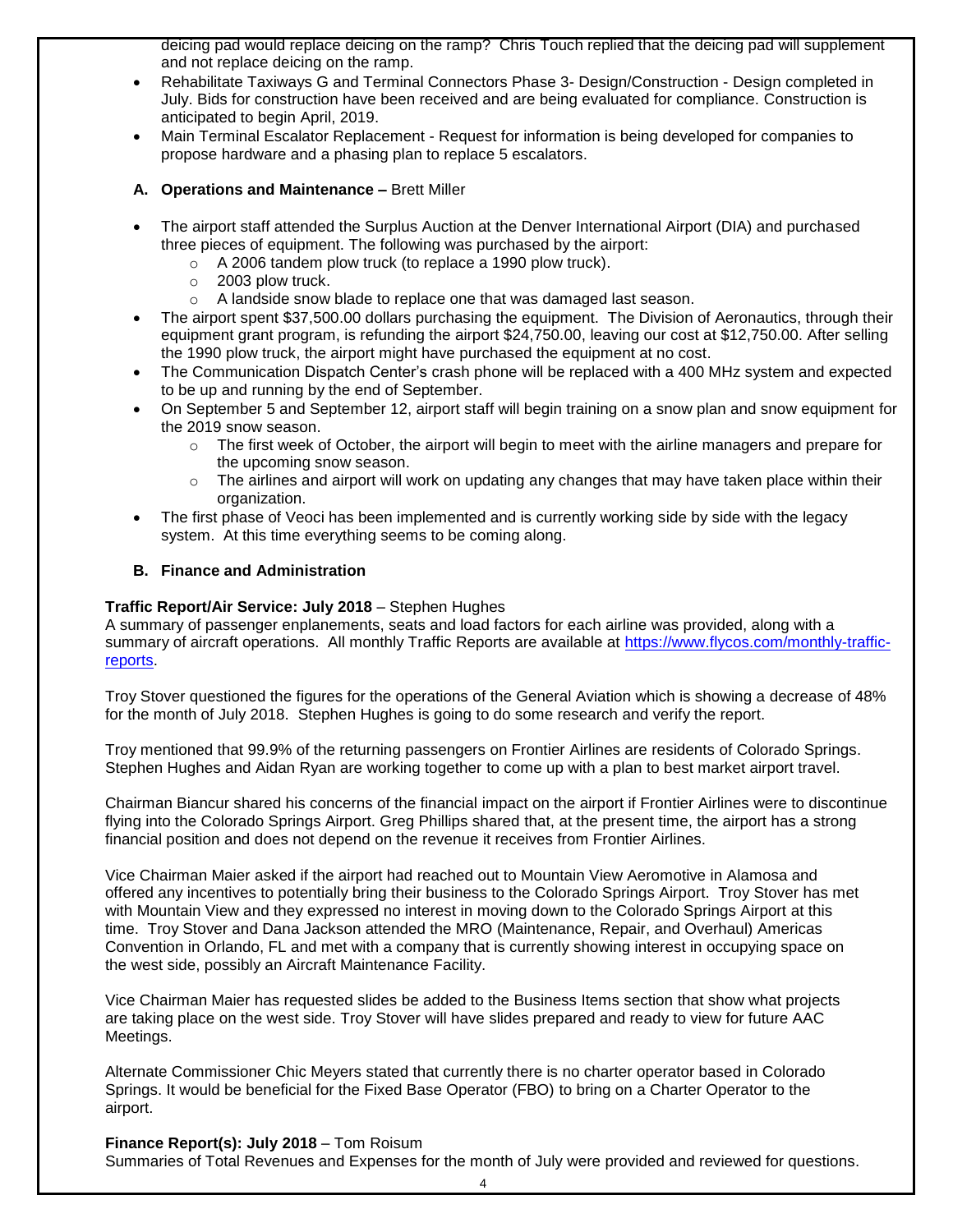deicing pad would replace deicing on the ramp? Chris Touch replied that the deicing pad will supplement and not replace deicing on the ramp.

- Rehabilitate Taxiways G and Terminal Connectors Phase 3- Design/Construction - Design completed in July. Bids for construction have been received and are being evaluated for compliance. Construction is anticipated to begin April, 2019.
- Main Terminal Escalator Replacement - Request for information is being developed for companies to propose hardware and a phasing plan to replace 5 escalators.

**A. Operations and Maintenance –** Brett Miller

- The airport staff attended the Surplus Auction at the Denver International Airport (DIA) and purchased three pieces of equipment. The following was purchased by the airport:
  - A 2006 tandem plow truck (to replace a 1990 plow truck).
  - 2003 plow truck.
  - A landside snow blade to replace one that was damaged last season.
- The airport spent $37,500.00 dollars purchasing the equipment. The Division of Aeronautics, through their equipment grant program, is refunding the airport $24,750.00, leaving our cost at $12,750.00. After selling the 1990 plow truck, the airport might have purchased the equipment at no cost.
- The Communication Dispatch Center's crash phone will be replaced with a 400 MHz system and expected to be up and running by the end of September.
- On September 5 and September 12, airport staff will begin training on a snow plan and snow equipment for the 2019 snow season.
  - The first week of October, the airport will begin to meet with the airline managers and prepare for the upcoming snow season.
  - The airlines and airport will work on updating any changes that may have taken place within their organization.
- The first phase of Veoci has been implemented and is currently working side by side with the legacy system. At this time everything seems to be coming along.

**B. Finance and Administration**

**Traffic Report/Air Service: July 2018** – Stephen Hughes
A summary of passenger enplanements, seats and load factors for each airline was provided, along with a summary of aircraft operations. All monthly Traffic Reports are available at https://www.flycos.com/monthly-traffic-reports.

Troy Stover questioned the figures for the operations of the General Aviation which is showing a decrease of 48% for the month of July 2018. Stephen Hughes is going to do some research and verify the report.

Troy mentioned that 99.9% of the returning passengers on Frontier Airlines are residents of Colorado Springs. Stephen Hughes and Aidan Ryan are working together to come up with a plan to best market airport travel.

Chairman Biancur shared his concerns of the financial impact on the airport if Frontier Airlines were to discontinue flying into the Colorado Springs Airport. Greg Phillips shared that, at the present time, the airport has a strong financial position and does not depend on the revenue it receives from Frontier Airlines.

Vice Chairman Maier asked if the airport had reached out to Mountain View Aeromotive in Alamosa and offered any incentives to potentially bring their business to the Colorado Springs Airport. Troy Stover has met with Mountain View and they expressed no interest in moving down to the Colorado Springs Airport at this time. Troy Stover and Dana Jackson attended the MRO (Maintenance, Repair, and Overhaul) Americas Convention in Orlando, FL and met with a company that is currently showing interest in occupying space on the west side, possibly an Aircraft Maintenance Facility.

Vice Chairman Maier has requested slides be added to the Business Items section that show what projects are taking place on the west side. Troy Stover will have slides prepared and ready to view for future AAC Meetings.

Alternate Commissioner Chic Meyers stated that currently there is no charter operator based in Colorado Springs. It would be beneficial for the Fixed Base Operator (FBO) to bring on a Charter Operator to the airport.

**Finance Report(s): July 2018** – Tom Roisum
Summaries of Total Revenues and Expenses for the month of July were provided and reviewed for questions.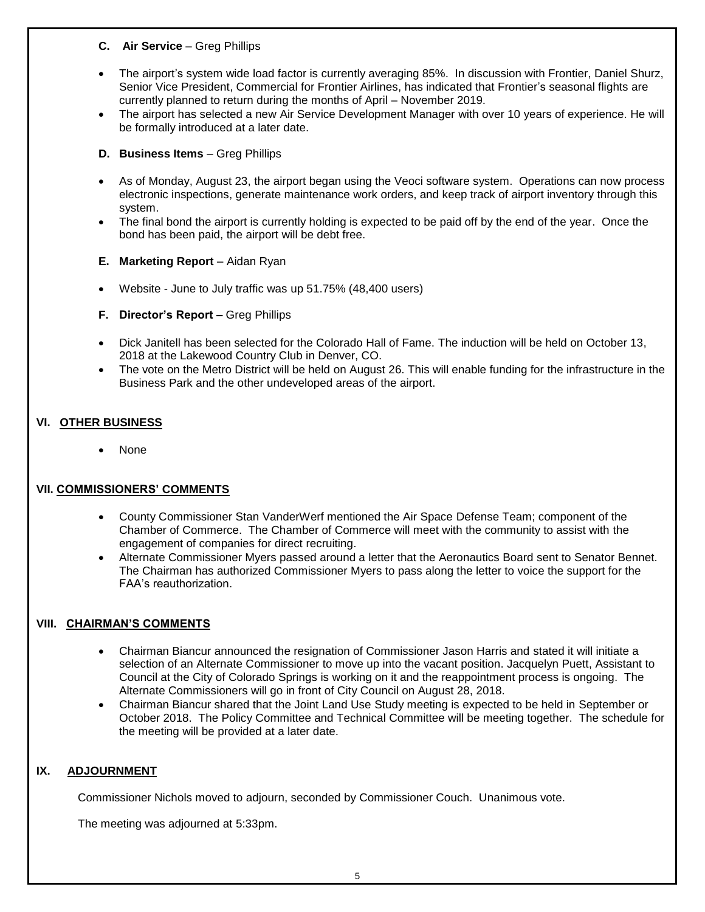**C. Air Service** – Greg Phillips

- The airport's system wide load factor is currently averaging 85%. In discussion with Frontier, Daniel Shurz, Senior Vice President, Commercial for Frontier Airlines, has indicated that Frontier's seasonal flights are currently planned to return during the months of April – November 2019.
- The airport has selected a new Air Service Development Manager with over 10 years of experience. He will be formally introduced at a later date.

**D. Business Items** – Greg Phillips

- As of Monday, August 23, the airport began using the Veoci software system. Operations can now process electronic inspections, generate maintenance work orders, and keep track of airport inventory through this system.
- The final bond the airport is currently holding is expected to be paid off by the end of the year. Once the bond has been paid, the airport will be debt free.

**E. Marketing Report** – Aidan Ryan

- Website - June to July traffic was up 51.75% (48,400 users)

**F. Director's Report –** Greg Phillips

- Dick Janitell has been selected for the Colorado Hall of Fame. The induction will be held on October 13, 2018 at the Lakewood Country Club in Denver, CO.
- The vote on the Metro District will be held on August 26. This will enable funding for the infrastructure in the Business Park and the other undeveloped areas of the airport.

## VI. OTHER BUSINESS

- None

## VII. COMMISSIONERS' COMMENTS

- County Commissioner Stan VanderWerf mentioned the Air Space Defense Team; component of the Chamber of Commerce. The Chamber of Commerce will meet with the community to assist with the engagement of companies for direct recruiting.
- Alternate Commissioner Myers passed around a letter that the Aeronautics Board sent to Senator Bennet. The Chairman has authorized Commissioner Myers to pass along the letter to voice the support for the FAA's reauthorization.

## VIII. CHAIRMAN'S COMMENTS

- Chairman Biancur announced the resignation of Commissioner Jason Harris and stated it will initiate a selection of an Alternate Commissioner to move up into the vacant position. Jacquelyn Puett, Assistant to Council at the City of Colorado Springs is working on it and the reappointment process is ongoing. The Alternate Commissioners will go in front of City Council on August 28, 2018.
- Chairman Biancur shared that the Joint Land Use Study meeting is expected to be held in September or October 2018. The Policy Committee and Technical Committee will be meeting together. The schedule for the meeting will be provided at a later date.

## IX. ADJOURNMENT

Commissioner Nichols moved to adjourn, seconded by Commissioner Couch. Unanimous vote.

The meeting was adjourned at 5:33pm.